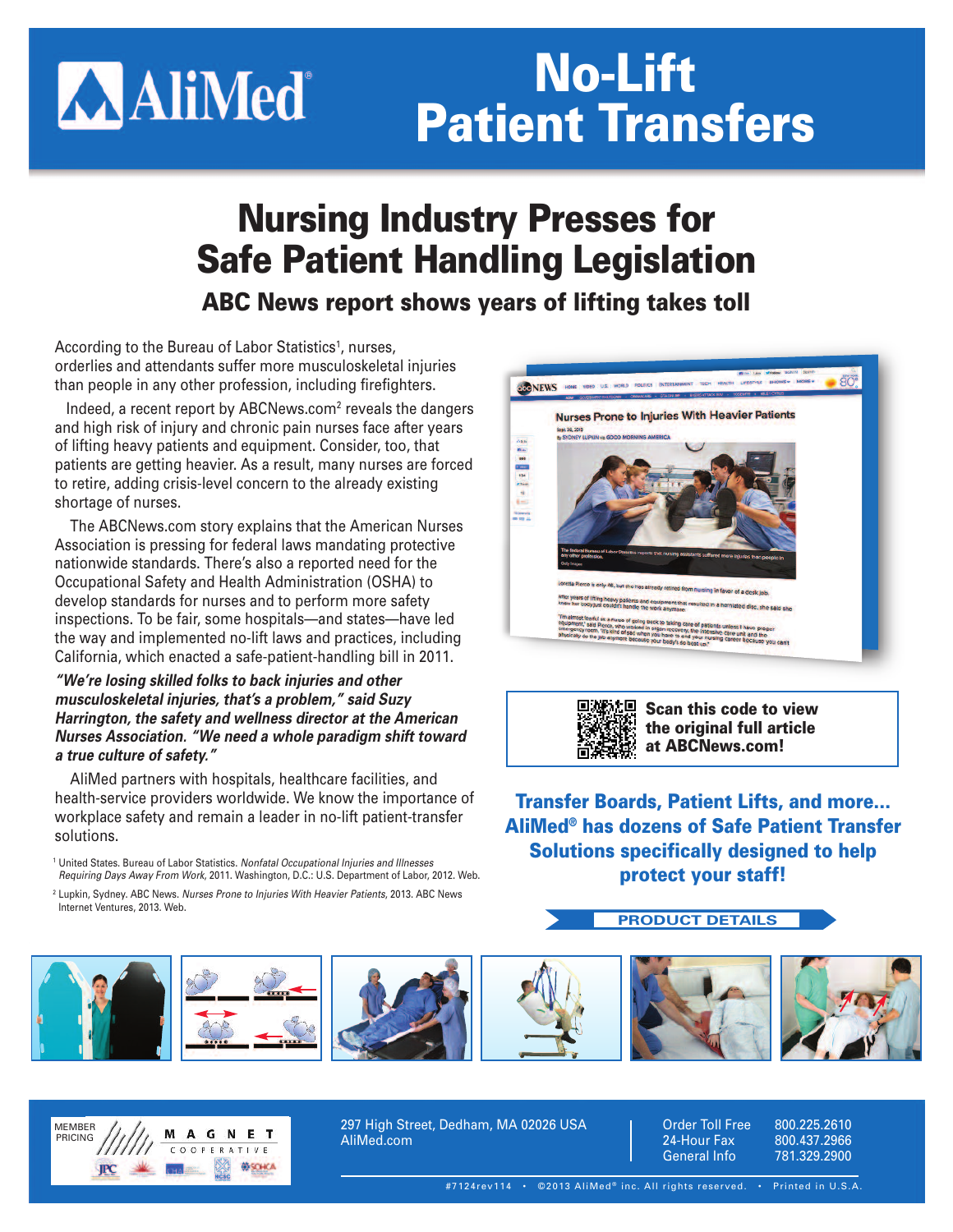AliMed®

# No-Lift Patient Transfers

## Nursing Industry Presses for Safe Patient Handling Legislation

### ABC News report shows years of lifting takes toll

According to the Bureau of Labor Statistics[1], nurses, orderlies and attendants suffer more musculoskeletal injuries than people in any other profession, including firefighters.

Indeed, a recent report by ABCNews.com[2] reveals the dangers and high risk of injury and chronic pain nurses face after years of lifting heavy patients and equipment. Consider, too, that patients are getting heavier. As a result, many nurses are forced to retire, adding crisis-level concern to the already existing shortage of nurses.

The ABCNews.com story explains that the American Nurses Association is pressing for federal laws mandating protective nationwide standards. There's also a reported need for the Occupational Safety and Health Administration (OSHA) to develop standards for nurses and to perform more safety inspections. To be fair, some hospitals—and states—have led the way and implemented no-lift laws and practices, including California, which enacted a safe-patient-handling bill in 2011.

***"We're losing skilled folks to back injuries and other musculoskeletal injuries, that's a problem," said Suzy Harrington, the safety and wellness director at the American Nurses Association. "We need a whole paradigm shift toward a true culture of safety."***

AliMed partners with hospitals, healthcare facilities, and health-service providers worldwide. We know the importance of workplace safety and remain a leader in no-lift patient-transfer solutions.

[1] United States. Bureau of Labor Statistics. *Nonfatal Occupational Injuries and Illnesses Requiring Days Away From Work*, 2011. Washington, D.C.: U.S. Department of Labor, 2012. Web.

[2] Lupkin, Sydney. ABC News. *Nurses Prone to Injuries With Heavier Patients*, 2013. ABC News Internet Ventures, 2013. Web.

**Scan this code to view the original full article at ABCNews.com!**

**Transfer Boards, Patient Lifts, and more... AliMed® has dozens of Safe Patient Transfer Solutions specifically designed to help protect your staff!**

**PRODUCT DETAILS**

MEMBER PRICING — MAGNET COOPERATIVE

297 High Street, Dedham, MA 02026 USA
AliMed.com

| | |
|---|---|
| Order Toll Free | 800.225.2610 |
| 24-Hour Fax | 800.437.2966 |
| General Info | 781.329.2900 |

#7124rev114 • ©2013 AliMed® inc. All rights reserved. • Printed in U.S.A.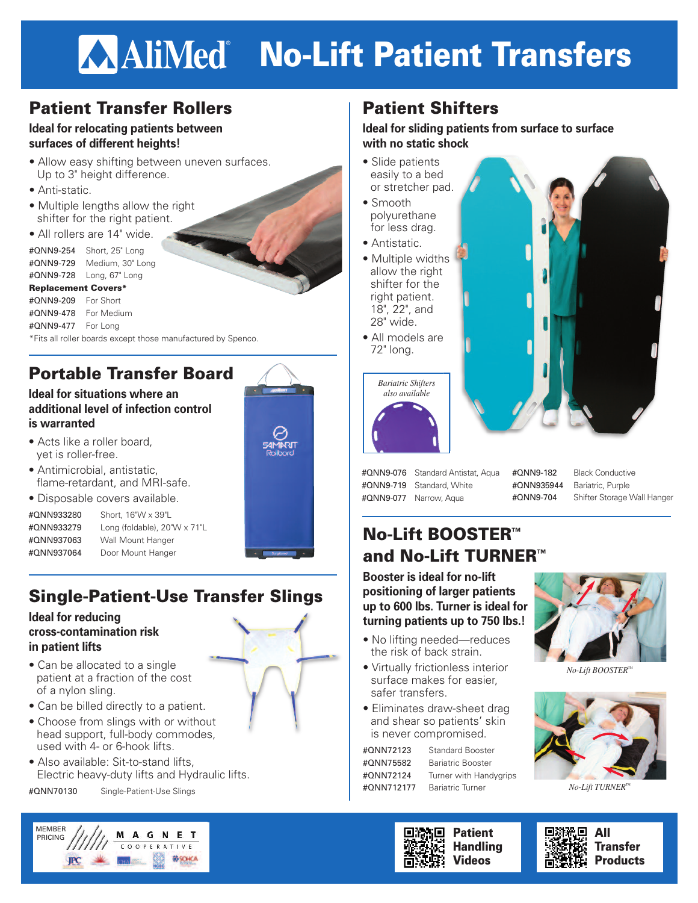# AliMed® No-Lift Patient Transfers

## Patient Transfer Rollers

**Ideal for relocating patients between surfaces of different heights!**

- Allow easy shifting between uneven surfaces. Up to 3" height difference.
- Anti-static.
- Multiple lengths allow the right shifter for the right patient.
- All rollers are 14" wide.

| | |
|---|---|
| #QNN9-254 | Short, 25" Long |
| #QNN9-729 | Medium, 30" Long |
| #QNN9-728 | Long, 67" Long |
| **Replacement Covers*** | |
| #QNN9-209 | For Short |
| #QNN9-478 | For Medium |
| #QNN9-477 | For Long |

*Fits all roller boards except those manufactured by Spenco.

## Portable Transfer Board

**Ideal for situations where an additional level of infection control is warranted**

- Acts like a roller board, yet is roller-free.
- Antimicrobial, antistatic, flame-retardant, and MRI-safe.
- Disposable covers available.

| | |
|---|---|
| #QNN933280 | Short, 16"W x 39"L |
| #QNN933279 | Long (foldable), 20"W x 71"L |
| #QNN937063 | Wall Mount Hanger |
| #QNN937064 | Door Mount Hanger |

## Single-Patient-Use Transfer Slings

**Ideal for reducing cross-contamination risk in patient lifts**

- Can be allocated to a single patient at a fraction of the cost of a nylon sling.
- Can be billed directly to a patient.
- Choose from slings with or without head support, full-body commodes, used with 4- or 6-hook lifts.
- Also available: Sit-to-stand lifts, Electric heavy-duty lifts and Hydraulic lifts.

| | |
|---|---|
| #QNN70130 | Single-Patient-Use Slings |

## Patient Shifters

**Ideal for sliding patients from surface to surface with no static shock**

- Slide patients easily to a bed or stretcher pad.
- Smooth polyurethane for less drag.
- Antistatic.
- Multiple widths allow the right shifter for the right patient. 18", 22", and 28" wide.
- All models are 72" long.

*Bariatric Shifters also available*

| | | | |
|---|---|---|---|
| #QNN9-076 | Standard Antistat, Aqua | #QNN9-182 | Black Conductive |
| #QNN9-719 | Standard, White | #QNN935944 | Bariatric, Purple |
| #QNN9-077 | Narrow, Aqua | #QNN9-704 | Shifter Storage Wall Hanger |

## No-Lift BOOSTER™ and No-Lift TURNER™

**Booster is ideal for no-lift positioning of larger patients up to 600 lbs. Turner is ideal for turning patients up to 750 lbs.!**

- No lifting needed—reduces the risk of back strain.
- Virtually frictionless interior surface makes for easier, safer transfers.
- Eliminates draw-sheet drag and shear so patients' skin is never compromised.

| | |
|---|---|
| #QNN72123 | Standard Booster |
| #QNN75582 | Bariatric Booster |
| #QNN72124 | Turner with Handygrips |
| #QNN712177 | Bariatric Turner |

*No-Lift BOOSTER™*

*No-Lift TURNER™*

MEMBER PRICING — MAGNET COOPERATIVE

**Patient Handling Videos**

**All Transfer Products**